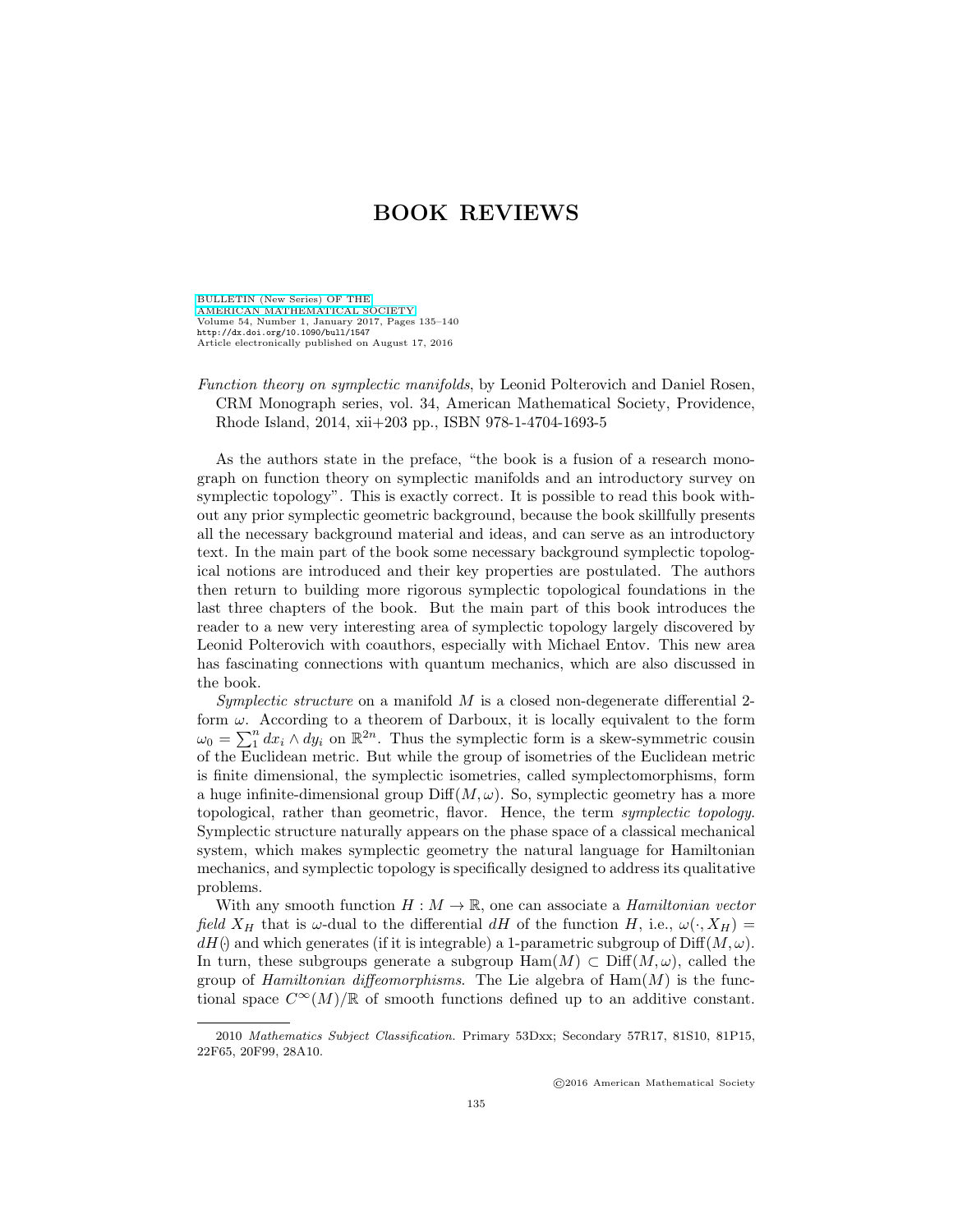# BOOK REVIEWS

*Function theory on symplectic manifolds*, by Leonid Polterovich and Daniel Rosen, CRM Monograph series, vol. 34, American Mathematical Society, Providence, Rhode Island, 2014, xii+203 pp., ISBN 978-1-4704-1693-5

As the authors state in the preface, "the book is a fusion of a research monograph on function theory on symplectic manifolds and an introductory survey on symplectic topology". This is exactly correct. It is possible to read this book without any prior symplectic geometric background, because the book skillfully presents all the necessary background material and ideas, and can serve as an introductory text. In the main part of the book some necessary background symplectic topological notions are introduced and their key properties are postulated. The authors then return to building more rigorous symplectic topological foundations in the last three chapters of the book. But the main part of this book introduces the reader to a new very interesting area of symplectic topology largely discovered by Leonid Polterovich with coauthors, especially with Michael Entov. This new area has fascinating connections with quantum mechanics, which are also discussed in the book.

*Symplectic structure* on a manifold $M$ is a closed non-degenerate differential 2-form $\omega$. According to a theorem of Darboux, it is locally equivalent to the form $\omega_0 = \sum_1^n dx_i \wedge dy_i$ on $\mathbb{R}^{2n}$. Thus the symplectic form is a skew-symmetric cousin of the Euclidean metric. But while the group of isometries of the Euclidean metric is finite dimensional, the symplectic isometries, called symplectomorphisms, form a huge infinite-dimensional group $\mathrm{Diff}(M,\omega)$. So, symplectic geometry has a more topological, rather than geometric, flavor. Hence, the term *symplectic topology*. Symplectic structure naturally appears on the phase space of a classical mechanical system, which makes symplectic geometry the natural language for Hamiltonian mechanics, and symplectic topology is specifically designed to address its qualitative problems.

With any smooth function $H : M \to \mathbb{R}$, one can associate a *Hamiltonian vector field* $X_H$ that is $\omega$-dual to the differential $dH$ of the function $H$, i.e., $\omega(\cdot, X_H) = dH(\cdot)$ and which generates (if it is integrable) a 1-parametric subgroup of $\mathrm{Diff}(M,\omega)$. In turn, these subgroups generate a subgroup $\mathrm{Ham}(M) \subset \mathrm{Diff}(M,\omega)$, called the group of *Hamiltonian diffeomorphisms*. The Lie algebra of $\mathrm{Ham}(M)$ is the functional space $C^\infty(M)/\mathbb{R}$ of smooth functions defined up to an additive constant.

2010 *Mathematics Subject Classification.* Primary 53Dxx; Secondary 57R17, 81S10, 81P15, 22F65, 20F99, 28A10.

©2016 American Mathematical Society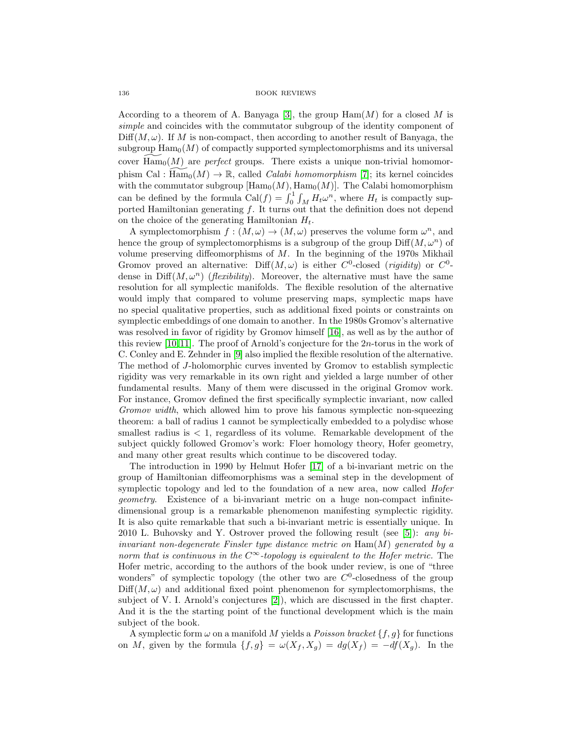According to a theorem of A. Banyaga [3], the group $\mathrm{Ham}(M)$ for a closed $M$ is *simple* and coincides with the commutator subgroup of the identity component of $\mathrm{Diff}(M, \omega)$. If $M$ is non-compact, then according to another result of Banyaga, the subgroup $\mathrm{Ham}_0(M)$ of compactly supported symplectomorphisms and its universal cover $\widetilde{\mathrm{Ham}_0(M)}$ are *perfect* groups. There exists a unique non-trivial homomorphism $\mathrm{Cal} : \widetilde{\mathrm{Ham}_0(M)} \to \mathbb{R}$, called *Calabi homomorphism* [7]; its kernel coincides with the commutator subgroup $[\mathrm{Ham}_0(M), \mathrm{Ham}_0(M)]$. The Calabi homomorphism can be defined by the formula $\mathrm{Cal}(f) = \int_0^1 \int_M H_t \omega^n$, where $H_t$ is compactly supported Hamiltonian generating $f$. It turns out that the definition does not depend on the choice of the generating Hamiltonian $H_t$.

A symplectomorphism $f : (M, \omega) \to (M, \omega)$ preserves the volume form $\omega^n$, and hence the group of symplectomorphisms is a subgroup of the group $\mathrm{Diff}(M, \omega^n)$ of volume preserving diffeomorphisms of $M$. In the beginning of the 1970s Mikhail Gromov proved an alternative: $\mathrm{Diff}(M, \omega)$ is either $C^0$-closed (*rigidity*) or $C^0$-dense in $\mathrm{Diff}(M, \omega^n)$ (*flexibility*). Moreover, the alternative must have the same resolution for all symplectic manifolds. The flexible resolution of the alternative would imply that compared to volume preserving maps, symplectic maps have no special qualitative properties, such as additional fixed points or constraints on symplectic embeddings of one domain to another. In the 1980s Gromov's alternative was resolved in favor of rigidity by Gromov himself [16], as well as by the author of this review [10, 11]. The proof of Arnold's conjecture for the $2n$-torus in the work of C. Conley and E. Zehnder in [9] also implied the flexible resolution of the alternative. The method of $J$-holomorphic curves invented by Gromov to establish symplectic rigidity was very remarkable in its own right and yielded a large number of other fundamental results. Many of them were discussed in the original Gromov work. For instance, Gromov defined the first specifically symplectic invariant, now called *Gromov width*, which allowed him to prove his famous symplectic non-squeezing theorem: a ball of radius 1 cannot be symplectically embedded to a polydisc whose smallest radius is $< 1$, regardless of its volume. Remarkable development of the subject quickly followed Gromov's work: Floer homology theory, Hofer geometry, and many other great results which continue to be discovered today.

The introduction in 1990 by Helmut Hofer [17] of a bi-invariant metric on the group of Hamiltonian diffeomorphisms was a seminal step in the development of symplectic topology and led to the foundation of a new area, now called *Hofer geometry*. Existence of a bi-invariant metric on a huge non-compact infinite-dimensional group is a remarkable phenomenon manifesting symplectic rigidity. It is also quite remarkable that such a bi-invariant metric is essentially unique. In 2010 L. Buhovsky and Y. Ostrover proved the following result (see [5]): *any bi-invariant non-degenerate Finsler type distance metric on* $\mathrm{Ham}(M)$ *generated by a norm that is continuous in the* $C^\infty$*-topology is equivalent to the Hofer metric.* The Hofer metric, according to the authors of the book under review, is one of "three wonders" of symplectic topology (the other two are $C^0$-closedness of the group $\mathrm{Diff}(M, \omega)$ and additional fixed point phenomenon for symplectomorphisms, the subject of V. I. Arnold's conjectures [2]), which are discussed in the first chapter. And it is the the starting point of the functional development which is the main subject of the book.

A symplectic form $\omega$ on a manifold $M$ yields a *Poisson bracket* $\{f, g\}$ for functions on $M$, given by the formula $\{f, g\} = \omega(X_f, X_g) = dg(X_f) = -df(X_g)$. In the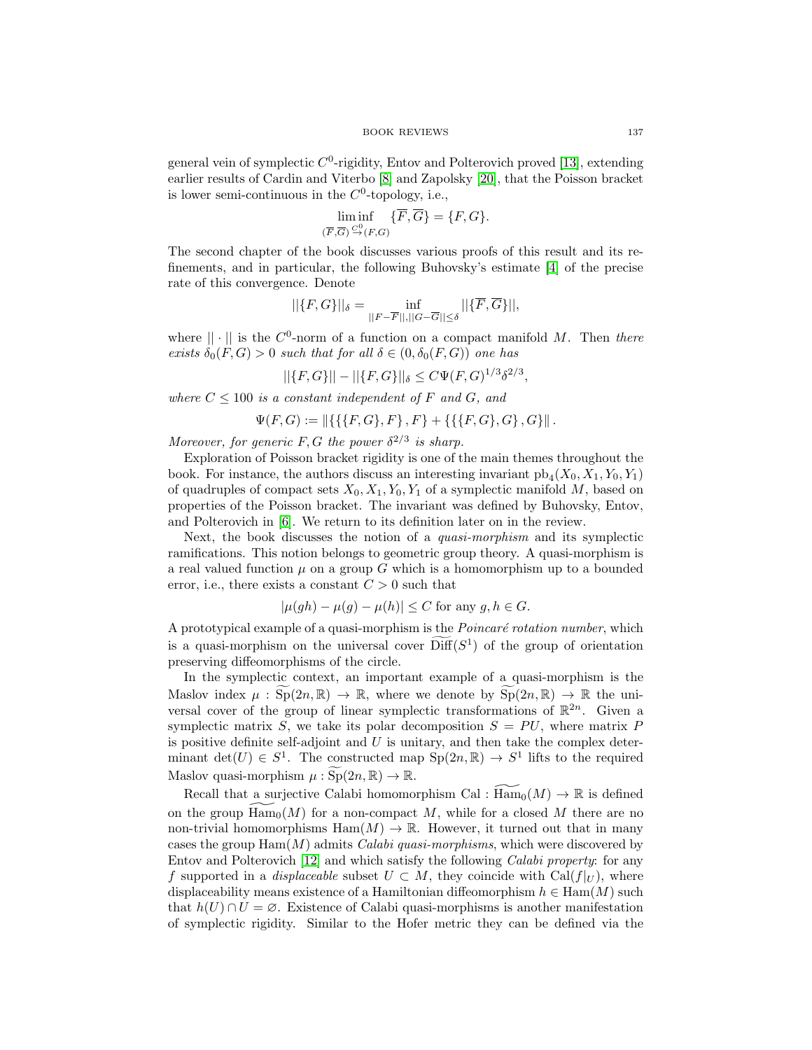general vein of symplectic $C^0$-rigidity, Entov and Polterovich proved [13], extending earlier results of Cardin and Viterbo [8] and Zapolsky [20], that the Poisson bracket is lower semi-continuous in the $C^0$-topology, i.e.,

$$\liminf_{(\overline{F},\overline{G})\overset{C^0}{\to}(F,G)} \{\overline{F},\overline{G}\} = \{F,G\}.$$

The second chapter of the book discusses various proofs of this result and its refinements, and in particular, the following Buhovsky's estimate [4] of the precise rate of this convergence. Denote

$$||\{F,G\}||_\delta = \inf_{||F-\overline{F}||,||G-\overline{G}||\leq\delta} ||\{\overline{F},\overline{G}\}||,$$

where $||\cdot||$ is the $C^0$-norm of a function on a compact manifold $M$. Then *there exists* $\delta_0(F,G) > 0$ *such that for all* $\delta \in (0, \delta_0(F,G))$ *one has*

$$||\{F,G\}|| - ||\{F,G\}||_\delta \leq C\Psi(F,G)^{1/3}\delta^{2/3},$$

*where* $C \leq 100$ *is a constant independent of* $F$ *and* $G$*, and*

$$\Psi(F,G) := \|\{\{\{F,G\},F\},F\} + \{\{\{F,G\},G\},G\}\|.$$

*Moreover, for generic* $F, G$ *the power* $\delta^{2/3}$ *is sharp.*

Exploration of Poisson bracket rigidity is one of the main themes throughout the book. For instance, the authors discuss an interesting invariant $\mathrm{pb}_4(X_0, X_1, Y_0, Y_1)$ of quadruples of compact sets $X_0, X_1, Y_0, Y_1$ of a symplectic manifold $M$, based on properties of the Poisson bracket. The invariant was defined by Buhovsky, Entov, and Polterovich in [6]. We return to its definition later on in the review.

Next, the book discusses the notion of a *quasi-morphism* and its symplectic ramifications. This notion belongs to geometric group theory. A quasi-morphism is a real valued function $\mu$ on a group $G$ which is a homomorphism up to a bounded error, i.e., there exists a constant $C > 0$ such that

$$|\mu(gh) - \mu(g) - \mu(h)| \leq C \text{ for any } g, h \in G.$$

A prototypical example of a quasi-morphism is the *Poincaré rotation number*, which is a quasi-morphism on the universal cover $\widetilde{\mathrm{Diff}}(S^1)$ of the group of orientation preserving diffeomorphisms of the circle.

In the symplectic context, an important example of a quasi-morphism is the Maslov index $\mu : \widetilde{\mathrm{Sp}}(2n,\mathbb{R}) \to \mathbb{R}$, where we denote by $\widetilde{\mathrm{Sp}}(2n,\mathbb{R}) \to \mathbb{R}$ the universal cover of the group of linear symplectic transformations of $\mathbb{R}^{2n}$. Given a symplectic matrix $S$, we take its polar decomposition $S = PU$, where matrix $P$ is positive definite self-adjoint and $U$ is unitary, and then take the complex determinant $\det(U) \in S^1$. The constructed map $\mathrm{Sp}(2n,\mathbb{R}) \to S^1$ lifts to the required Maslov quasi-morphism $\mu : \widetilde{\mathrm{Sp}}(2n,\mathbb{R}) \to \mathbb{R}$.

Recall that a surjective Calabi homomorphism $\mathrm{Cal} : \widetilde{\mathrm{Ham}_0}(M) \to \mathbb{R}$ is defined on the group $\widetilde{\mathrm{Ham}_0}(M)$ for a non-compact $M$, while for a closed $M$ there are no non-trivial homomorphisms $\mathrm{Ham}(M) \to \mathbb{R}$. However, it turned out that in many cases the group $\mathrm{Ham}(M)$ admits *Calabi quasi-morphisms*, which were discovered by Entov and Polterovich [12] and which satisfy the following *Calabi property*: for any $f$ supported in a *displaceable* subset $U \subset M$, they coincide with $\mathrm{Cal}(f|_U)$, where displaceability means existence of a Hamiltonian diffeomorphism $h \in \mathrm{Ham}(M)$ such that $h(U) \cap U = \varnothing$. Existence of Calabi quasi-morphisms is another manifestation of symplectic rigidity. Similar to the Hofer metric they can be defined via the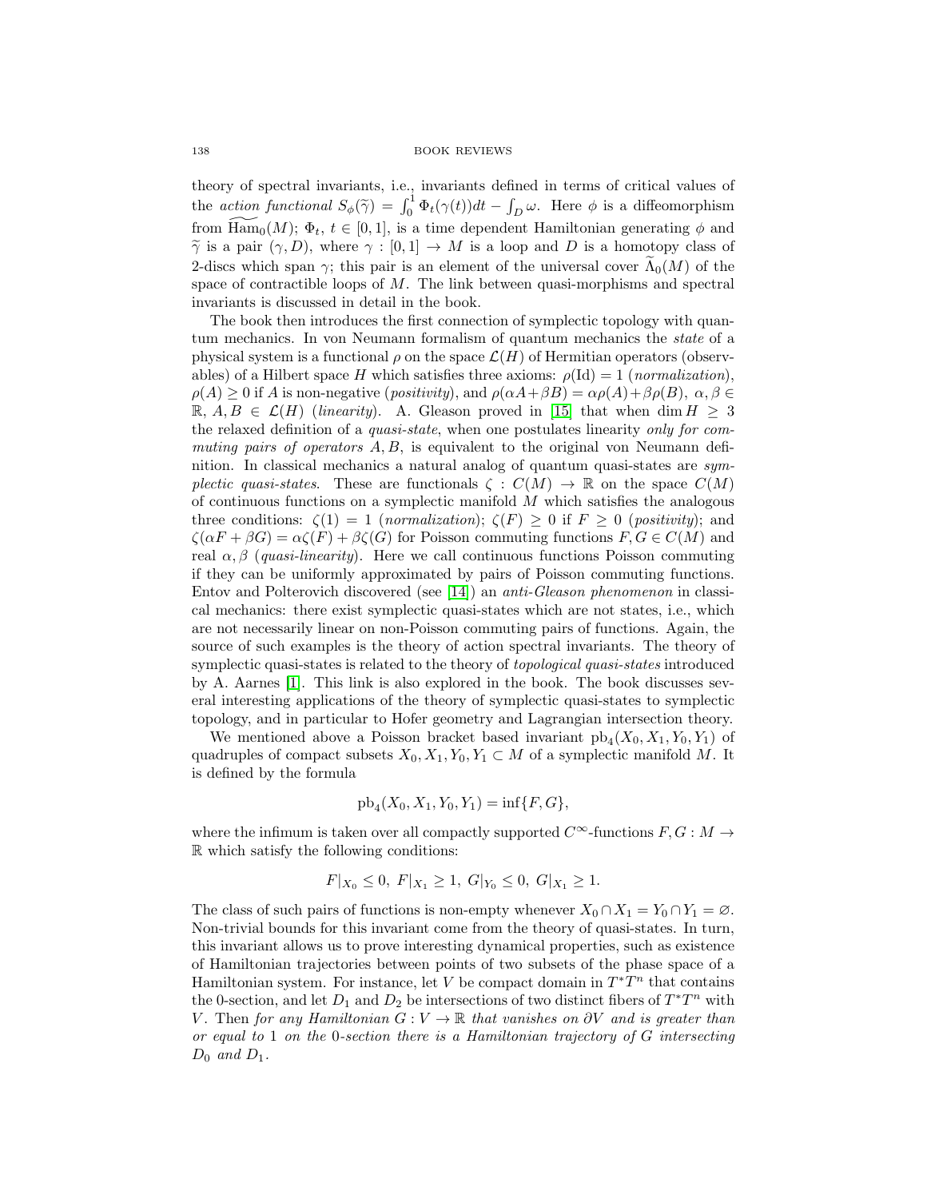theory of spectral invariants, i.e., invariants defined in terms of critical values of the *action functional* $S_\phi(\widetilde{\gamma}) = \int_0^1 \Phi_t(\gamma(t))dt - \int_D \omega$. Here $\phi$ is a diffeomorphism from $\widetilde{\mathrm{Ham}}_0(M)$; $\Phi_t$, $t \in [0,1]$, is a time dependent Hamiltonian generating $\phi$ and $\widetilde{\gamma}$ is a pair $(\gamma, D)$, where $\gamma : [0,1] \to M$ is a loop and $D$ is a homotopy class of 2-discs which span $\gamma$; this pair is an element of the universal cover $\widetilde{\Lambda}_0(M)$ of the space of contractible loops of $M$. The link between quasi-morphisms and spectral invariants is discussed in detail in the book.

The book then introduces the first connection of symplectic topology with quantum mechanics. In von Neumann formalism of quantum mechanics the *state* of a physical system is a functional $\rho$ on the space $\mathcal{L}(H)$ of Hermitian operators (observables) of a Hilbert space $H$ which satisfies three axioms: $\rho(\mathrm{Id}) = 1$ (*normalization*), $\rho(A) \geq 0$ if $A$ is non-negative (*positivity*), and $\rho(\alpha A + \beta B) = \alpha\rho(A) + \beta\rho(B)$, $\alpha, \beta \in \mathbb{R}$, $A, B \in \mathcal{L}(H)$ (*linearity*). A. Gleason proved in [15] that when $\dim H \geq 3$ the relaxed definition of a *quasi-state*, when one postulates linearity *only for commuting pairs of operators* $A, B$, is equivalent to the original von Neumann definition. In classical mechanics a natural analog of quantum quasi-states are *symplectic quasi-states*. These are functionals $\zeta : C(M) \to \mathbb{R}$ on the space $C(M)$ of continuous functions on a symplectic manifold $M$ which satisfies the analogous three conditions: $\zeta(1) = 1$ (*normalization*); $\zeta(F) \geq 0$ if $F \geq 0$ (*positivity*); and $\zeta(\alpha F + \beta G) = \alpha\zeta(F) + \beta\zeta(G)$ for Poisson commuting functions $F, G \in C(M)$ and real $\alpha, \beta$ (*quasi-linearity*). Here we call continuous functions Poisson commuting if they can be uniformly approximated by pairs of Poisson commuting functions. Entov and Polterovich discovered (see [14]) an *anti-Gleason phenomenon* in classical mechanics: there exist symplectic quasi-states which are not states, i.e., which are not necessarily linear on non-Poisson commuting pairs of functions. Again, the source of such examples is the theory of action spectral invariants. The theory of symplectic quasi-states is related to the theory of *topological quasi-states* introduced by A. Aarnes [1]. This link is also explored in the book. The book discusses several interesting applications of the theory of symplectic quasi-states to symplectic topology, and in particular to Hofer geometry and Lagrangian intersection theory.

We mentioned above a Poisson bracket based invariant $\mathrm{pb}_4(X_0, X_1, Y_0, Y_1)$ of quadruples of compact subsets $X_0, X_1, Y_0, Y_1 \subset M$ of a symplectic manifold $M$. It is defined by the formula

$$\mathrm{pb}_4(X_0, X_1, Y_0, Y_1) = \inf\{F, G\},$$

where the infimum is taken over all compactly supported $C^\infty$-functions $F, G : M \to \mathbb{R}$ which satisfy the following conditions:

$$F|_{X_0} \leq 0,\ F|_{X_1} \geq 1,\ G|_{Y_0} \leq 0,\ G|_{X_1} \geq 1.$$

The class of such pairs of functions is non-empty whenever $X_0 \cap X_1 = Y_0 \cap Y_1 = \varnothing$. Non-trivial bounds for this invariant come from the theory of quasi-states. In turn, this invariant allows us to prove interesting dynamical properties, such as existence of Hamiltonian trajectories between points of two subsets of the phase space of a Hamiltonian system. For instance, let $V$ be compact domain in $T^*T^n$ that contains the 0-section, and let $D_1$ and $D_2$ be intersections of two distinct fibers of $T^*T^n$ with $V$. Then *for any Hamiltonian $G : V \to \mathbb{R}$ that vanishes on $\partial V$ and is greater than or equal to 1 on the 0-section there is a Hamiltonian trajectory of $G$ intersecting $D_0$ and $D_1$.*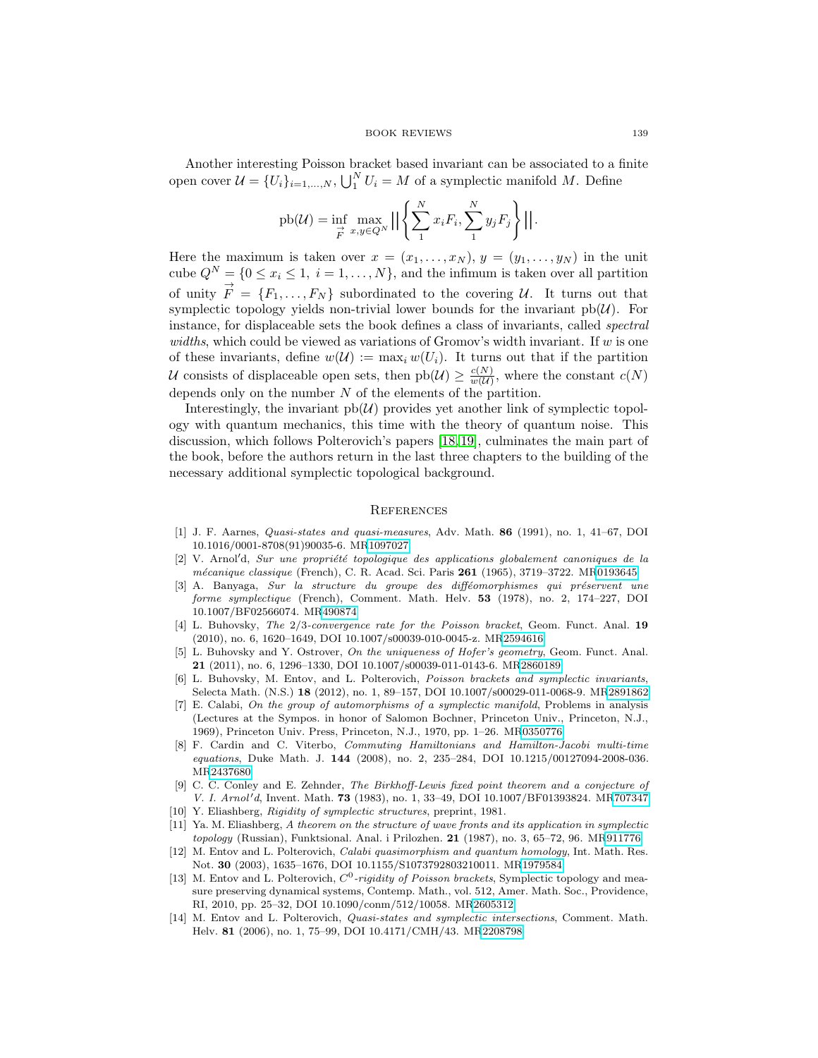Another interesting Poisson bracket based invariant can be associated to a finite open cover $\mathcal{U} = \{U_i\}_{i=1,\ldots,N}$, $\bigcup_1^N U_i = M$ of a symplectic manifold $M$. Define

$$\operatorname{pb}(\mathcal{U}) = \inf_{\vec{F}} \max_{x,y \in Q^N} \left\| \left\{ \sum_1^N x_i F_i, \sum_1^N y_j F_j \right\} \right\|.$$

Here the maximum is taken over $x = (x_1, \ldots, x_N)$, $y = (y_1, \ldots, y_N)$ in the unit cube $Q^N = \{0 \leq x_i \leq 1,\ i = 1, \ldots, N\}$, and the infimum is taken over all partition of unity $\vec{F} = \{F_1, \ldots, F_N\}$ subordinated to the covering $\mathcal{U}$. It turns out that symplectic topology yields non-trivial lower bounds for the invariant $\operatorname{pb}(\mathcal{U})$. For instance, for displaceable sets the book defines a class of invariants, called *spectral widths*, which could be viewed as variations of Gromov's width invariant. If $w$ is one of these invariants, define $w(\mathcal{U}) := \max_i w(U_i)$. It turns out that if the partition $\mathcal{U}$ consists of displaceable open sets, then $\operatorname{pb}(\mathcal{U}) \geq \frac{c(N)}{w(\mathcal{U})}$, where the constant $c(N)$ depends only on the number $N$ of the elements of the partition.

Interestingly, the invariant $\operatorname{pb}(\mathcal{U})$ provides yet another link of symplectic topology with quantum mechanics, this time with the theory of quantum noise. This discussion, which follows Polterovich's papers [18, 19], culminates the main part of the book, before the authors return in the last three chapters to the building of the necessary additional symplectic topological background.

## References

[1] J. F. Aarnes, *Quasi-states and quasi-measures*, Adv. Math. **86** (1991), no. 1, 41–67, DOI 10.1016/0001-8708(91)90035-6. MR1097027

[2] V. Arnol′d, *Sur une propriété topologique des applications globalement canoniques de la mécanique classique* (French), C. R. Acad. Sci. Paris **261** (1965), 3719–3722. MR0193645

[3] A. Banyaga, *Sur la structure du groupe des difféomorphismes qui préservent une forme symplectique* (French), Comment. Math. Helv. **53** (1978), no. 2, 174–227, DOI 10.1007/BF02566074. MR490874

[4] L. Buhovsky, *The 2/3-convergence rate for the Poisson bracket*, Geom. Funct. Anal. **19** (2010), no. 6, 1620–1649, DOI 10.1007/s00039-010-0045-z. MR2594616

[5] L. Buhovsky and Y. Ostrover, *On the uniqueness of Hofer's geometry*, Geom. Funct. Anal. **21** (2011), no. 6, 1296–1330, DOI 10.1007/s00039-011-0143-6. MR2860189

[6] L. Buhovsky, M. Entov, and L. Polterovich, *Poisson brackets and symplectic invariants*, Selecta Math. (N.S.) **18** (2012), no. 1, 89–157, DOI 10.1007/s00029-011-0068-9. MR2891862

[7] E. Calabi, *On the group of automorphisms of a symplectic manifold*, Problems in analysis (Lectures at the Sympos. in honor of Salomon Bochner, Princeton Univ., Princeton, N.J., 1969), Princeton Univ. Press, Princeton, N.J., 1970, pp. 1–26. MR0350776

[8] F. Cardin and C. Viterbo, *Commuting Hamiltonians and Hamilton-Jacobi multi-time equations*, Duke Math. J. **144** (2008), no. 2, 235–284, DOI 10.1215/00127094-2008-036. MR2437680

[9] C. C. Conley and E. Zehnder, *The Birkhoff-Lewis fixed point theorem and a conjecture of V. I. Arnol′d*, Invent. Math. **73** (1983), no. 1, 33–49, DOI 10.1007/BF01393824. MR707347

[10] Y. Eliashberg, *Rigidity of symplectic structures*, preprint, 1981.

[11] Ya. M. Eliashberg, *A theorem on the structure of wave fronts and its application in symplectic topology* (Russian), Funktsional. Anal. i Prilozhen. **21** (1987), no. 3, 65–72, 96. MR911776

[12] M. Entov and L. Polterovich, *Calabi quasimorphism and quantum homology*, Int. Math. Res. Not. **30** (2003), 1635–1676, DOI 10.1155/S1073792803210011. MR1979584

[13] M. Entov and L. Polterovich, *$C^0$-rigidity of Poisson brackets*, Symplectic topology and measure preserving dynamical systems, Contemp. Math., vol. 512, Amer. Math. Soc., Providence, RI, 2010, pp. 25–32, DOI 10.1090/conm/512/10058. MR2605312

[14] M. Entov and L. Polterovich, *Quasi-states and symplectic intersections*, Comment. Math. Helv. **81** (2006), no. 1, 75–99, DOI 10.4171/CMH/43. MR2208798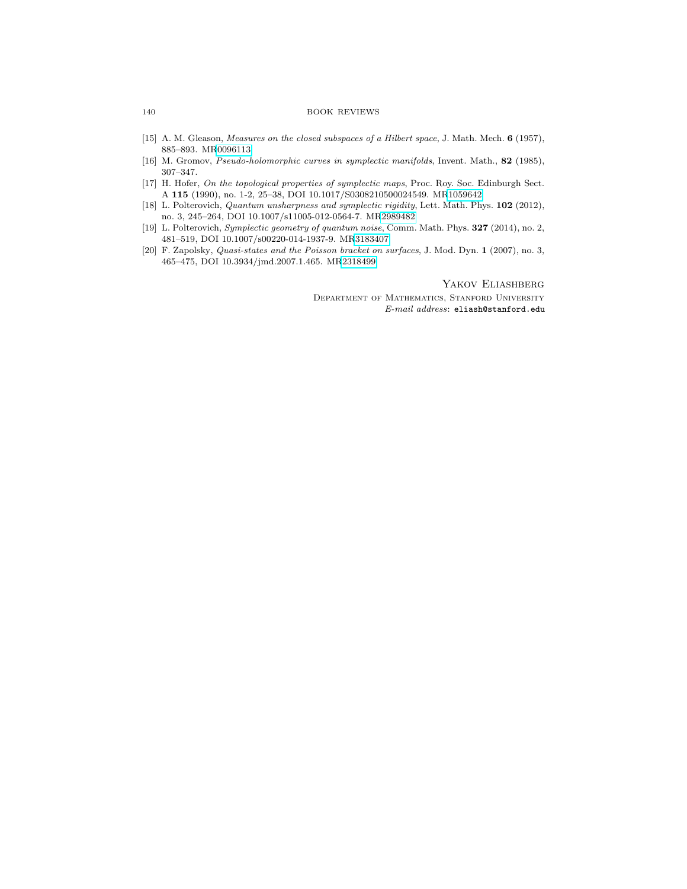[15] A. M. Gleason, *Measures on the closed subspaces of a Hilbert space*, J. Math. Mech. **6** (1957), 885–893. MR0096113

[16] M. Gromov, *Pseudo-holomorphic curves in symplectic manifolds*, Invent. Math., **82** (1985), 307–347.

[17] H. Hofer, *On the topological properties of symplectic maps*, Proc. Roy. Soc. Edinburgh Sect. A **115** (1990), no. 1-2, 25–38, DOI 10.1017/S0308210500024549. MR1059642

[18] L. Polterovich, *Quantum unsharpness and symplectic rigidity*, Lett. Math. Phys. **102** (2012), no. 3, 245–264, DOI 10.1007/s11005-012-0564-7. MR2989482

[19] L. Polterovich, *Symplectic geometry of quantum noise*, Comm. Math. Phys. **327** (2014), no. 2, 481–519, DOI 10.1007/s00220-014-1937-9. MR3183407

[20] F. Zapolsky, *Quasi-states and the Poisson bracket on surfaces*, J. Mod. Dyn. **1** (2007), no. 3, 465–475, DOI 10.3934/jmd.2007.1.465. MR2318499

Yakov Eliashberg

Department of Mathematics, Stanford University

*E-mail address*: eliash@stanford.edu